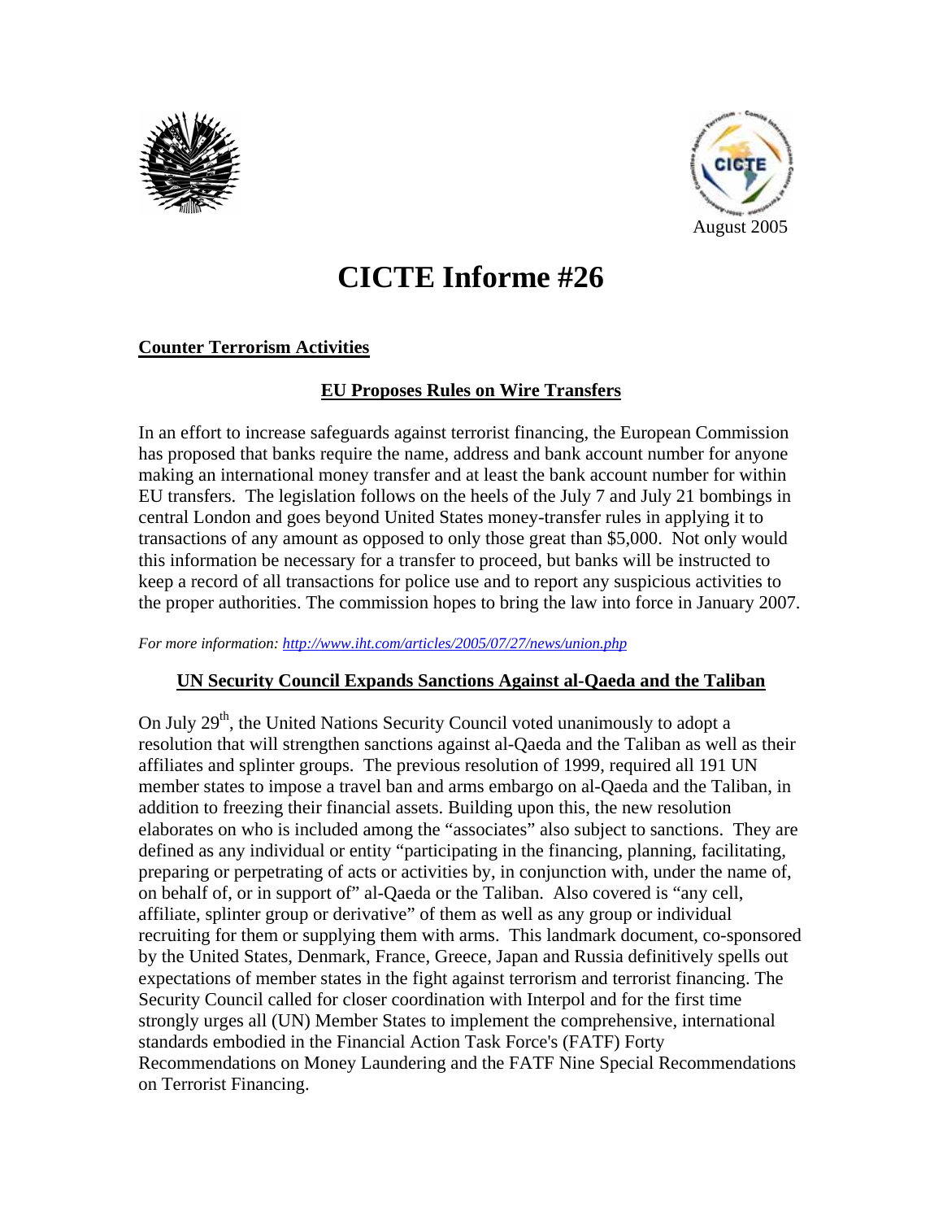August 2005

# CICTE Informe #26

## Counter Terrorism Activities

### EU Proposes Rules on Wire Transfers

In an effort to increase safeguards against terrorist financing, the European Commission has proposed that banks require the name, address and bank account number for anyone making an international money transfer and at least the bank account number for within EU transfers. The legislation follows on the heels of the July 7 and July 21 bombings in central London and goes beyond United States money-transfer rules in applying it to transactions of any amount as opposed to only those great than $5,000. Not only would this information be necessary for a transfer to proceed, but banks will be instructed to keep a record of all transactions for police use and to report any suspicious activities to the proper authorities. The commission hopes to bring the law into force in January 2007.

*For more information: http://www.iht.com/articles/2005/07/27/news/union.php*

### UN Security Council Expands Sanctions Against al-Qaeda and the Taliban

On July 29th, the United Nations Security Council voted unanimously to adopt a resolution that will strengthen sanctions against al-Qaeda and the Taliban as well as their affiliates and splinter groups. The previous resolution of 1999, required all 191 UN member states to impose a travel ban and arms embargo on al-Qaeda and the Taliban, in addition to freezing their financial assets. Building upon this, the new resolution elaborates on who is included among the "associates" also subject to sanctions. They are defined as any individual or entity "participating in the financing, planning, facilitating, preparing or perpetrating of acts or activities by, in conjunction with, under the name of, on behalf of, or in support of" al-Qaeda or the Taliban. Also covered is "any cell, affiliate, splinter group or derivative" of them as well as any group or individual recruiting for them or supplying them with arms. This landmark document, co-sponsored by the United States, Denmark, France, Greece, Japan and Russia definitively spells out expectations of member states in the fight against terrorism and terrorist financing. The Security Council called for closer coordination with Interpol and for the first time strongly urges all (UN) Member States to implement the comprehensive, international standards embodied in the Financial Action Task Force's (FATF) Forty Recommendations on Money Laundering and the FATF Nine Special Recommendations on Terrorist Financing.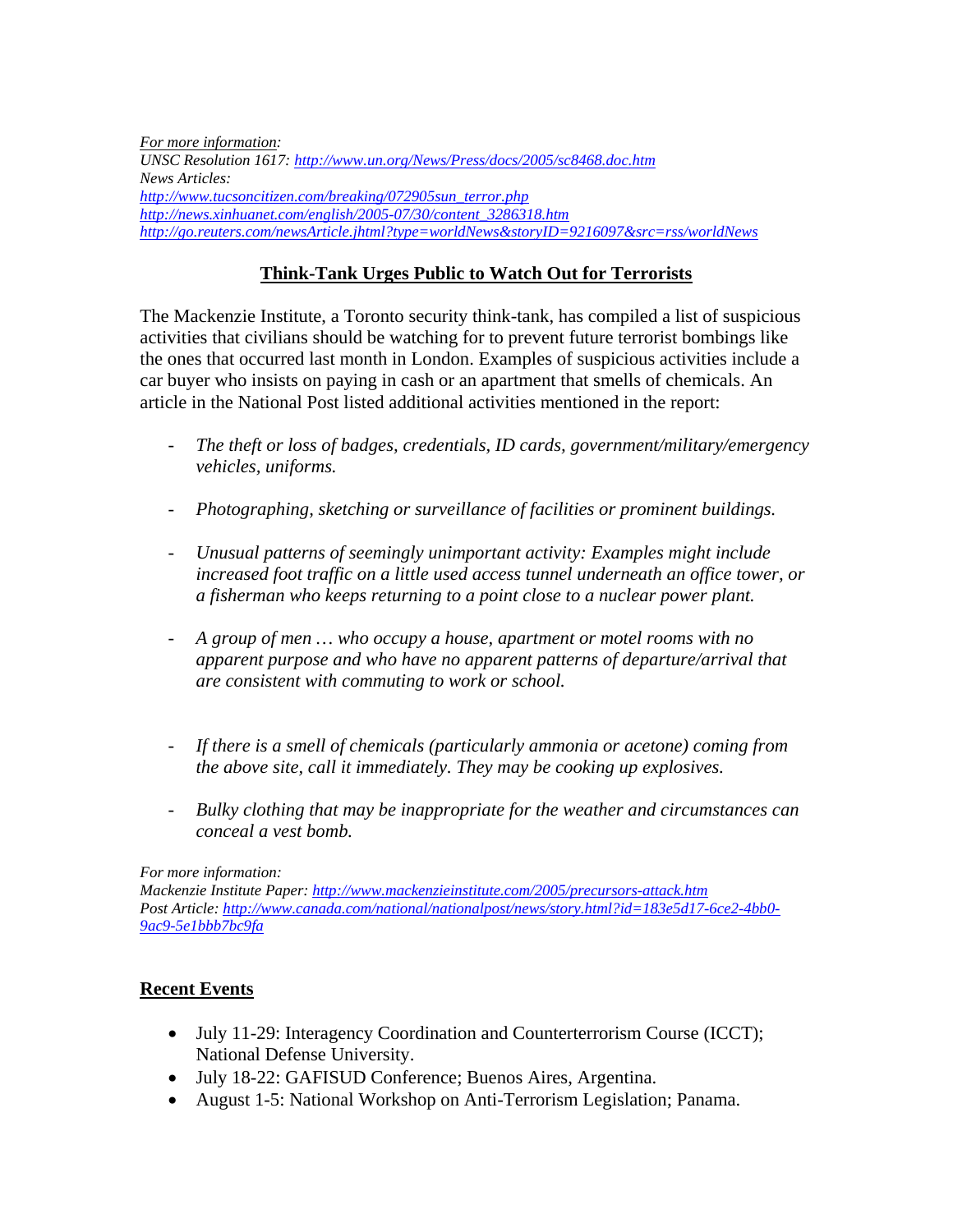*For more information:*
*UNSC Resolution 1617: http://www.un.org/News/Press/docs/2005/sc8468.doc.htm*
*News Articles:*
*http://www.tucsoncitizen.com/breaking/072905sun_terror.php*
*http://news.xinhuanet.com/english/2005-07/30/content_3286318.htm*
*http://go.reuters.com/newsArticle.jhtml?type=worldNews&storyID=9216097&src=rss/worldNews*

## Think-Tank Urges Public to Watch Out for Terrorists

The Mackenzie Institute, a Toronto security think-tank, has compiled a list of suspicious activities that civilians should be watching for to prevent future terrorist bombings like the ones that occurred last month in London. Examples of suspicious activities include a car buyer who insists on paying in cash or an apartment that smells of chemicals. An article in the National Post listed additional activities mentioned in the report:

- *The theft or loss of badges, credentials, ID cards, government/military/emergency vehicles, uniforms.*

- *Photographing, sketching or surveillance of facilities or prominent buildings.*

- *Unusual patterns of seemingly unimportant activity: Examples might include increased foot traffic on a little used access tunnel underneath an office tower, or a fisherman who keeps returning to a point close to a nuclear power plant.*

- *A group of men … who occupy a house, apartment or motel rooms with no apparent purpose and who have no apparent patterns of departure/arrival that are consistent with commuting to work or school.*

- *If there is a smell of chemicals (particularly ammonia or acetone) coming from the above site, call it immediately. They may be cooking up explosives.*

- *Bulky clothing that may be inappropriate for the weather and circumstances can conceal a vest bomb.*

*For more information:*
*Mackenzie Institute Paper: http://www.mackenzieinstitute.com/2005/precursors-attack.htm*
*Post Article: http://www.canada.com/national/nationalpost/news/story.html?id=183e5d17-6ce2-4bb0-9ac9-5e1bbb7bc9fa*

## Recent Events

- July 11-29: Interagency Coordination and Counterterrorism Course (ICCT); National Defense University.
- July 18-22: GAFISUD Conference; Buenos Aires, Argentina.
- August 1-5: National Workshop on Anti-Terrorism Legislation; Panama.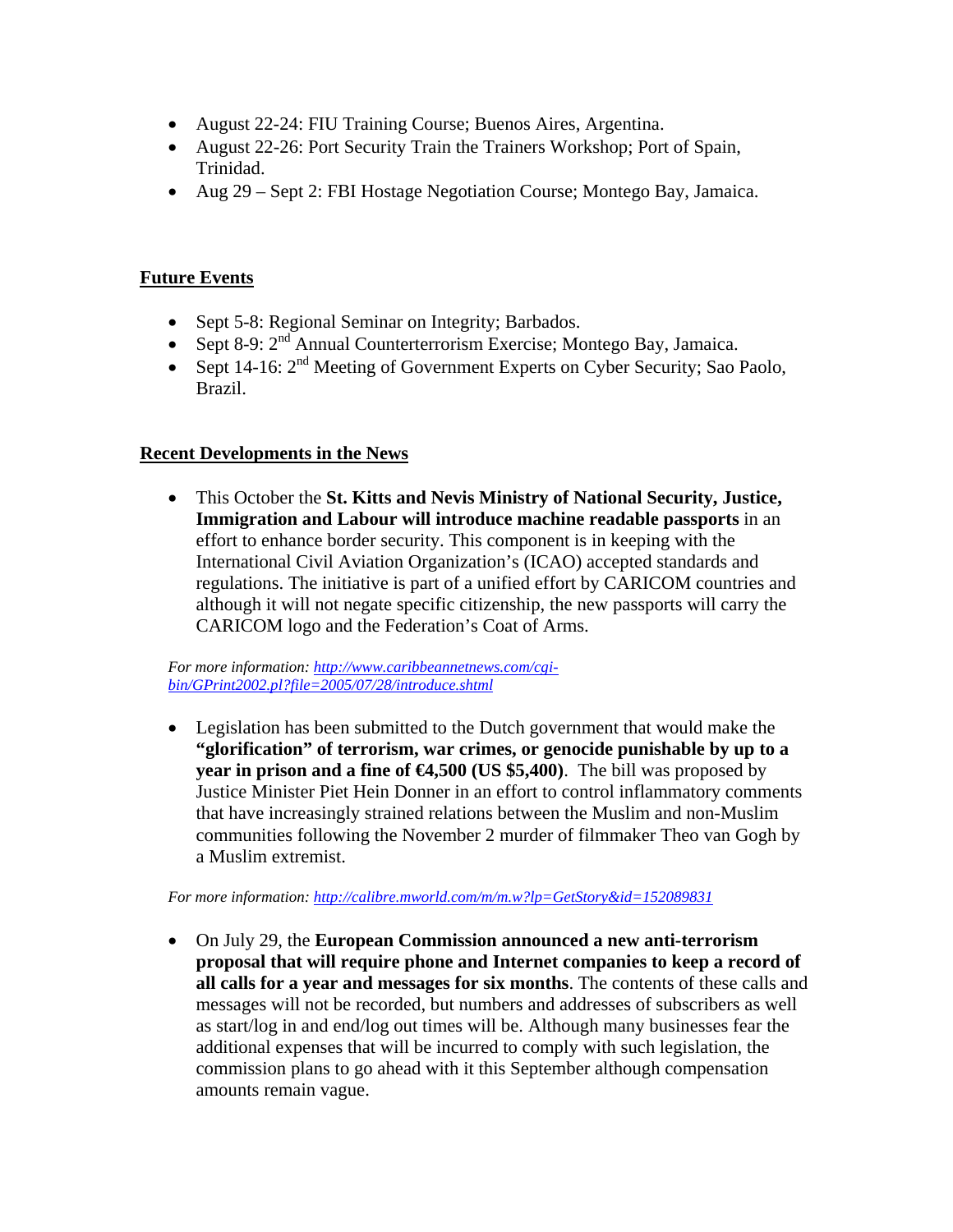- August 22-24: FIU Training Course; Buenos Aires, Argentina.
- August 22-26: Port Security Train the Trainers Workshop; Port of Spain, Trinidad.
- Aug 29 – Sept 2: FBI Hostage Negotiation Course; Montego Bay, Jamaica.

## Future Events

- Sept 5-8: Regional Seminar on Integrity; Barbados.
- Sept 8-9: 2nd Annual Counterterrorism Exercise; Montego Bay, Jamaica.
- Sept 14-16: 2nd Meeting of Government Experts on Cyber Security; Sao Paolo, Brazil.

## Recent Developments in the News

- This October the **St. Kitts and Nevis Ministry of National Security, Justice, Immigration and Labour will introduce machine readable passports** in an effort to enhance border security. This component is in keeping with the International Civil Aviation Organization's (ICAO) accepted standards and regulations. The initiative is part of a unified effort by CARICOM countries and although it will not negate specific citizenship, the new passports will carry the CARICOM logo and the Federation's Coat of Arms.

*For more information: http://www.caribbeannetnews.com/cgi-bin/GPrint2002.pl?file=2005/07/28/introduce.shtml*

- Legislation has been submitted to the Dutch government that would make the **"glorification" of terrorism, war crimes, or genocide punishable by up to a year in prison and a fine of €4,500 (US $5,400)**. The bill was proposed by Justice Minister Piet Hein Donner in an effort to control inflammatory comments that have increasingly strained relations between the Muslim and non-Muslim communities following the November 2 murder of filmmaker Theo van Gogh by a Muslim extremist.

*For more information: http://calibre.mworld.com/m/m.w?lp=GetStory&id=152089831*

- On July 29, the **European Commission announced a new anti-terrorism proposal that will require phone and Internet companies to keep a record of all calls for a year and messages for six months**. The contents of these calls and messages will not be recorded, but numbers and addresses of subscribers as well as start/log in and end/log out times will be. Although many businesses fear the additional expenses that will be incurred to comply with such legislation, the commission plans to go ahead with it this September although compensation amounts remain vague.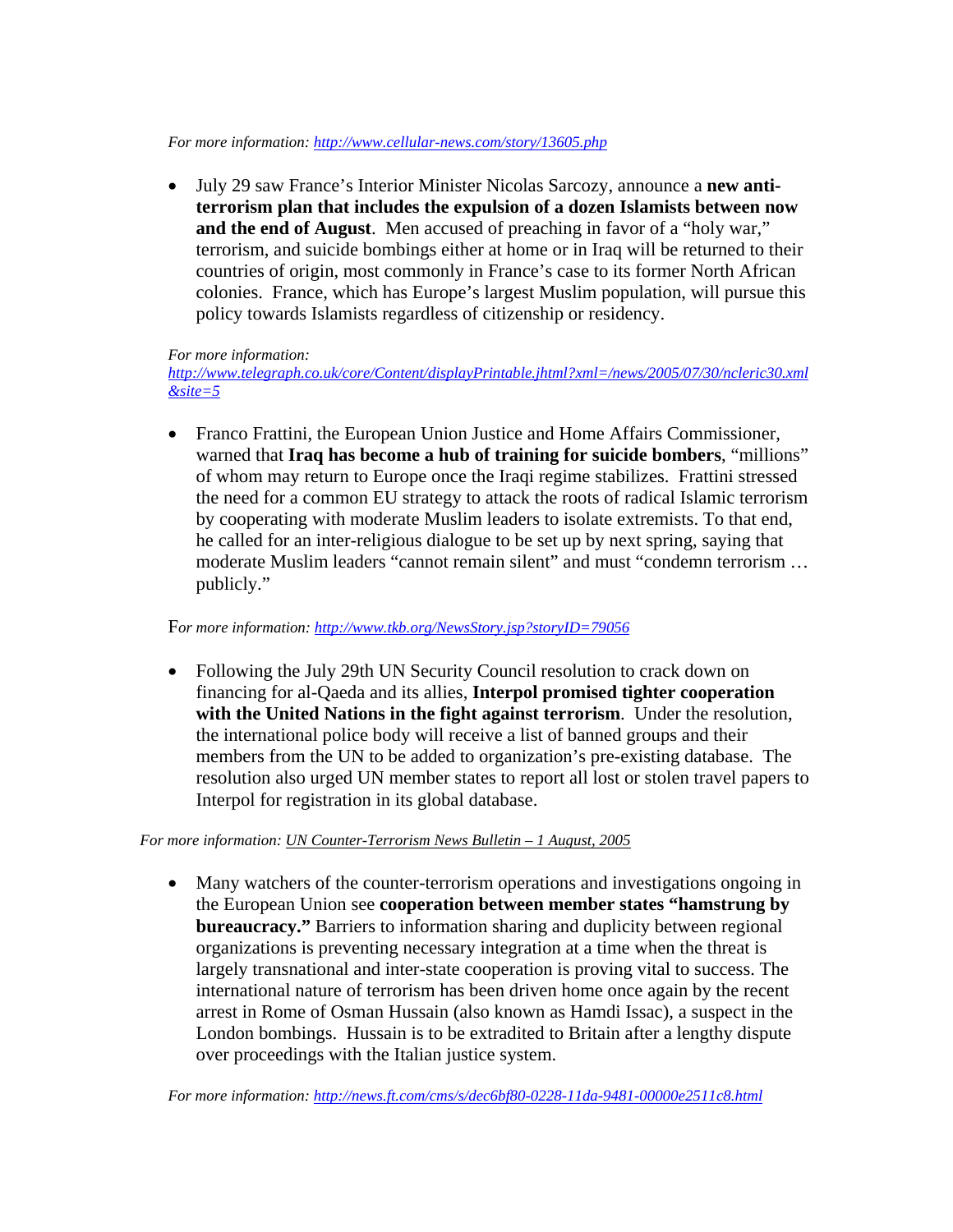*For more information: [http://www.cellular-news.com/story/13605.php](http://www.cellular-news.com/story/13605.php)*

- July 29 saw France's Interior Minister Nicolas Sarcozy, announce a **new anti-terrorism plan that includes the expulsion of a dozen Islamists between now and the end of August**. Men accused of preaching in favor of a "holy war," terrorism, and suicide bombings either at home or in Iraq will be returned to their countries of origin, most commonly in France's case to its former North African colonies. France, which has Europe's largest Muslim population, will pursue this policy towards Islamists regardless of citizenship or residency.

*For more information: [http://www.telegraph.co.uk/core/Content/displayPrintable.jhtml?xml=/news/2005/07/30/ncleric30.xml&site=5](http://www.telegraph.co.uk/core/Content/displayPrintable.jhtml?xml=/news/2005/07/30/ncleric30.xml&site=5)*

- Franco Frattini, the European Union Justice and Home Affairs Commissioner, warned that **Iraq has become a hub of training for suicide bombers**, "millions" of whom may return to Europe once the Iraqi regime stabilizes. Frattini stressed the need for a common EU strategy to attack the roots of radical Islamic terrorism by cooperating with moderate Muslim leaders to isolate extremists. To that end, he called for an inter-religious dialogue to be set up by next spring, saying that moderate Muslim leaders "cannot remain silent" and must "condemn terrorism … publicly."

F*or more information: [http://www.tkb.org/NewsStory.jsp?storyID=79056](http://www.tkb.org/NewsStory.jsp?storyID=79056)*

- Following the July 29th UN Security Council resolution to crack down on financing for al-Qaeda and its allies, **Interpol promised tighter cooperation with the United Nations in the fight against terrorism**. Under the resolution, the international police body will receive a list of banned groups and their members from the UN to be added to organization's pre-existing database. The resolution also urged UN member states to report all lost or stolen travel papers to Interpol for registration in its global database.

*For more information: UN Counter-Terrorism News Bulletin – 1 August, 2005*

- Many watchers of the counter-terrorism operations and investigations ongoing in the European Union see **cooperation between member states "hamstrung by bureaucracy."** Barriers to information sharing and duplicity between regional organizations is preventing necessary integration at a time when the threat is largely transnational and inter-state cooperation is proving vital to success. The international nature of terrorism has been driven home once again by the recent arrest in Rome of Osman Hussain (also known as Hamdi Issac), a suspect in the London bombings. Hussain is to be extradited to Britain after a lengthy dispute over proceedings with the Italian justice system.

*For more information: [http://news.ft.com/cms/s/dec6bf80-0228-11da-9481-00000e2511c8.html](http://news.ft.com/cms/s/dec6bf80-0228-11da-9481-00000e2511c8.html)*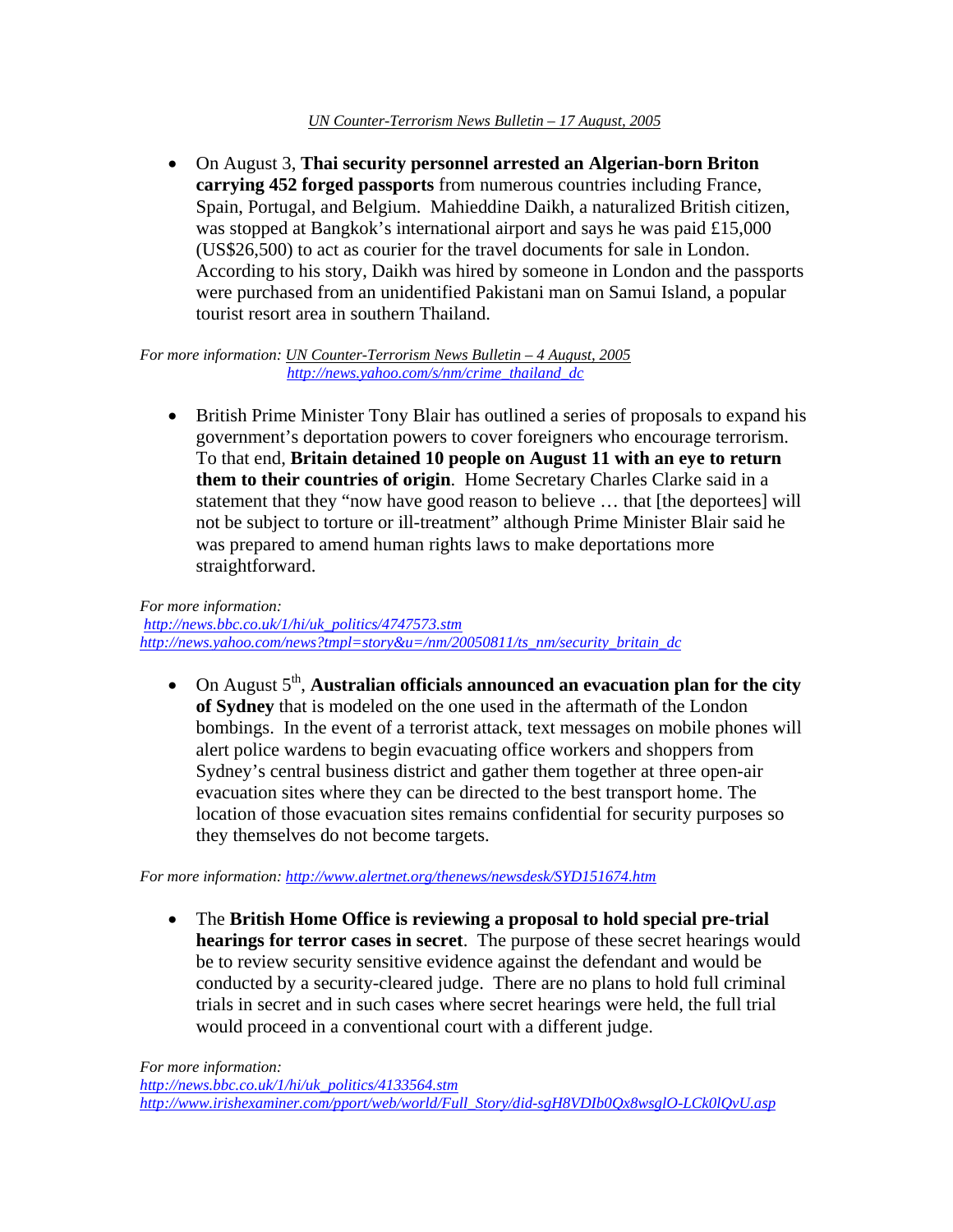*UN Counter-Terrorism News Bulletin – 17 August, 2005*

- On August 3, **Thai security personnel arrested an Algerian-born Briton carrying 452 forged passports** from numerous countries including France, Spain, Portugal, and Belgium. Mahieddine Daikh, a naturalized British citizen, was stopped at Bangkok's international airport and says he was paid £15,000 (US$26,500) to act as courier for the travel documents for sale in London. According to his story, Daikh was hired by someone in London and the passports were purchased from an unidentified Pakistani man on Samui Island, a popular tourist resort area in southern Thailand.

*For more information: UN Counter-Terrorism News Bulletin – 4 August, 2005*
*http://news.yahoo.com/s/nm/crime_thailand_dc*

- British Prime Minister Tony Blair has outlined a series of proposals to expand his government's deportation powers to cover foreigners who encourage terrorism. To that end, **Britain detained 10 people on August 11 with an eye to return them to their countries of origin**. Home Secretary Charles Clarke said in a statement that they "now have good reason to believe … that [the deportees] will not be subject to torture or ill-treatment" although Prime Minister Blair said he was prepared to amend human rights laws to make deportations more straightforward.

*For more information:*
*http://news.bbc.co.uk/1/hi/uk_politics/4747573.stm*
*http://news.yahoo.com/news?tmpl=story&u=/nm/20050811/ts_nm/security_britain_dc*

- On August 5th, **Australian officials announced an evacuation plan for the city of Sydney** that is modeled on the one used in the aftermath of the London bombings. In the event of a terrorist attack, text messages on mobile phones will alert police wardens to begin evacuating office workers and shoppers from Sydney's central business district and gather them together at three open-air evacuation sites where they can be directed to the best transport home. The location of those evacuation sites remains confidential for security purposes so they themselves do not become targets.

*For more information: http://www.alertnet.org/thenews/newsdesk/SYD151674.htm*

- The **British Home Office is reviewing a proposal to hold special pre-trial hearings for terror cases in secret**. The purpose of these secret hearings would be to review security sensitive evidence against the defendant and would be conducted by a security-cleared judge. There are no plans to hold full criminal trials in secret and in such cases where secret hearings were held, the full trial would proceed in a conventional court with a different judge.

*For more information:*
*http://news.bbc.co.uk/1/hi/uk_politics/4133564.stm*
*http://www.irishexaminer.com/pport/web/world/Full_Story/did-sgH8VDIb0Qx8wsglO-LCk0lQvU.asp*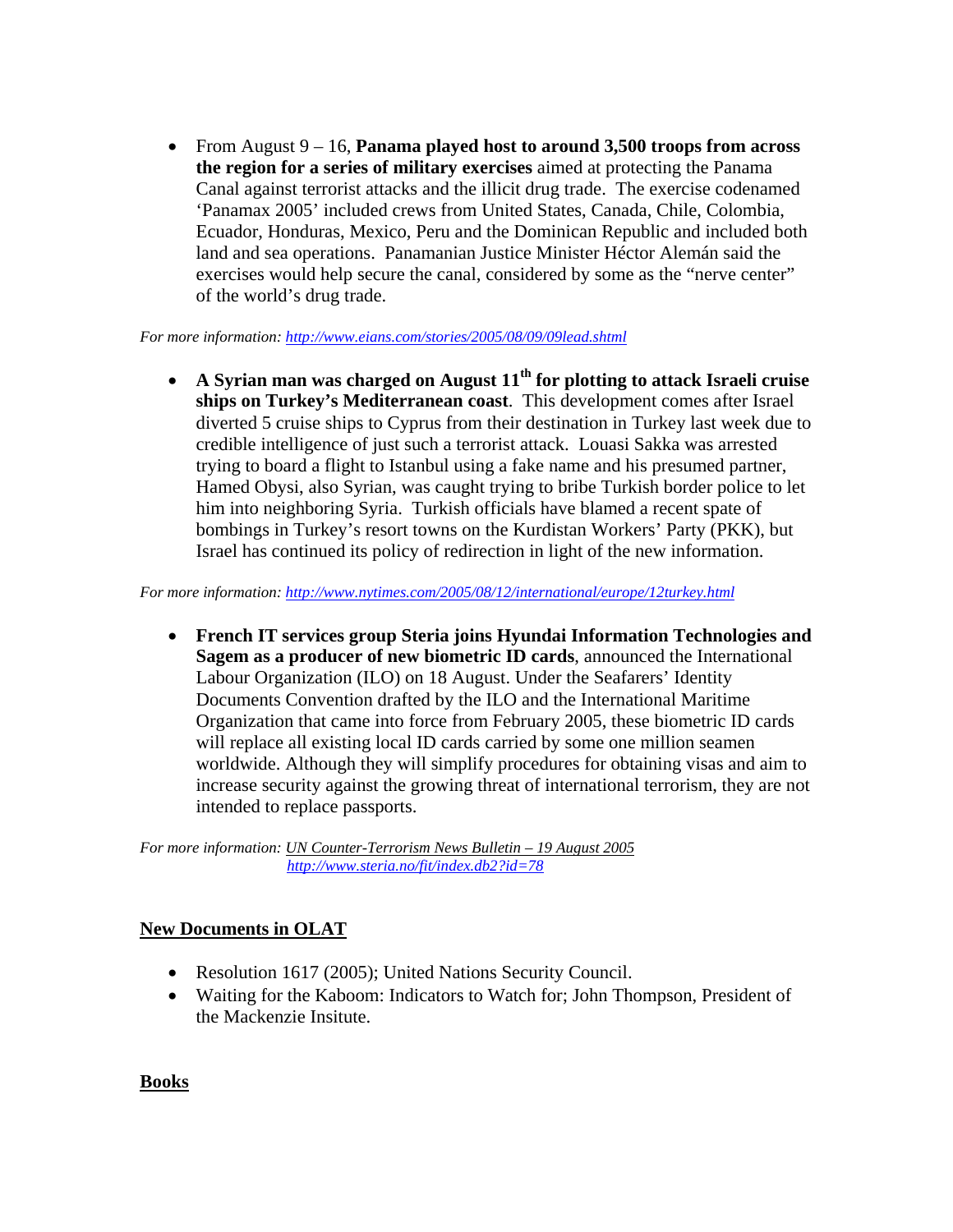- From August 9 – 16, **Panama played host to around 3,500 troops from across the region for a series of military exercises** aimed at protecting the Panama Canal against terrorist attacks and the illicit drug trade. The exercise codenamed 'Panamax 2005' included crews from United States, Canada, Chile, Colombia, Ecuador, Honduras, Mexico, Peru and the Dominican Republic and included both land and sea operations. Panamanian Justice Minister Héctor Alemán said the exercises would help secure the canal, considered by some as the "nerve center" of the world's drug trade.

*For more information:* http://www.eians.com/stories/2005/08/09/09lead.shtml

- **A Syrian man was charged on August 11th for plotting to attack Israeli cruise ships on Turkey's Mediterranean coast**. This development comes after Israel diverted 5 cruise ships to Cyprus from their destination in Turkey last week due to credible intelligence of just such a terrorist attack. Louasi Sakka was arrested trying to board a flight to Istanbul using a fake name and his presumed partner, Hamed Obysi, also Syrian, was caught trying to bribe Turkish border police to let him into neighboring Syria. Turkish officials have blamed a recent spate of bombings in Turkey's resort towns on the Kurdistan Workers' Party (PKK), but Israel has continued its policy of redirection in light of the new information.

*For more information:* http://www.nytimes.com/2005/08/12/international/europe/12turkey.html

- **French IT services group Steria joins Hyundai Information Technologies and Sagem as a producer of new biometric ID cards**, announced the International Labour Organization (ILO) on 18 August. Under the Seafarers' Identity Documents Convention drafted by the ILO and the International Maritime Organization that came into force from February 2005, these biometric ID cards will replace all existing local ID cards carried by some one million seamen worldwide. Although they will simplify procedures for obtaining visas and aim to increase security against the growing threat of international terrorism, they are not intended to replace passports.

*For more information:* UN Counter-Terrorism News Bulletin – 19 August 2005
http://www.steria.no/fit/index.db2?id=78

## New Documents in OLAT

- Resolution 1617 (2005); United Nations Security Council.
- Waiting for the Kaboom: Indicators to Watch for; John Thompson, President of the Mackenzie Insitute.

## Books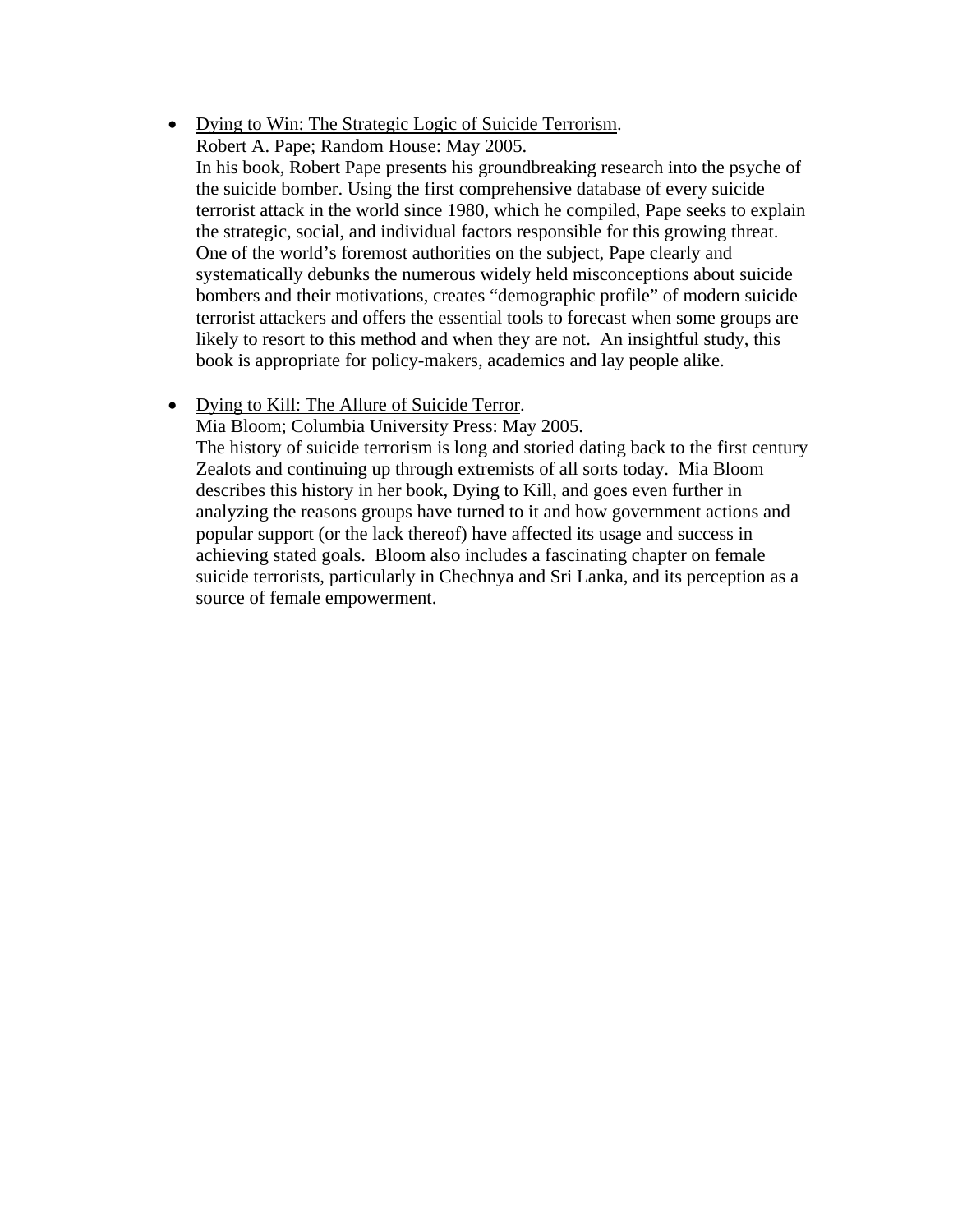- <u>Dying to Win: The Strategic Logic of Suicide Terrorism</u>.
  Robert A. Pape; Random House: May 2005.
  In his book, Robert Pape presents his groundbreaking research into the psyche of the suicide bomber. Using the first comprehensive database of every suicide terrorist attack in the world since 1980, which he compiled, Pape seeks to explain the strategic, social, and individual factors responsible for this growing threat. One of the world's foremost authorities on the subject, Pape clearly and systematically debunks the numerous widely held misconceptions about suicide bombers and their motivations, creates "demographic profile" of modern suicide terrorist attackers and offers the essential tools to forecast when some groups are likely to resort to this method and when they are not. An insightful study, this book is appropriate for policy-makers, academics and lay people alike.

- <u>Dying to Kill: The Allure of Suicide Terror</u>.
  Mia Bloom; Columbia University Press: May 2005.
  The history of suicide terrorism is long and storied dating back to the first century Zealots and continuing up through extremists of all sorts today. Mia Bloom describes this history in her book, <u>Dying to Kill</u>, and goes even further in analyzing the reasons groups have turned to it and how government actions and popular support (or the lack thereof) have affected its usage and success in achieving stated goals. Bloom also includes a fascinating chapter on female suicide terrorists, particularly in Chechnya and Sri Lanka, and its perception as a source of female empowerment.